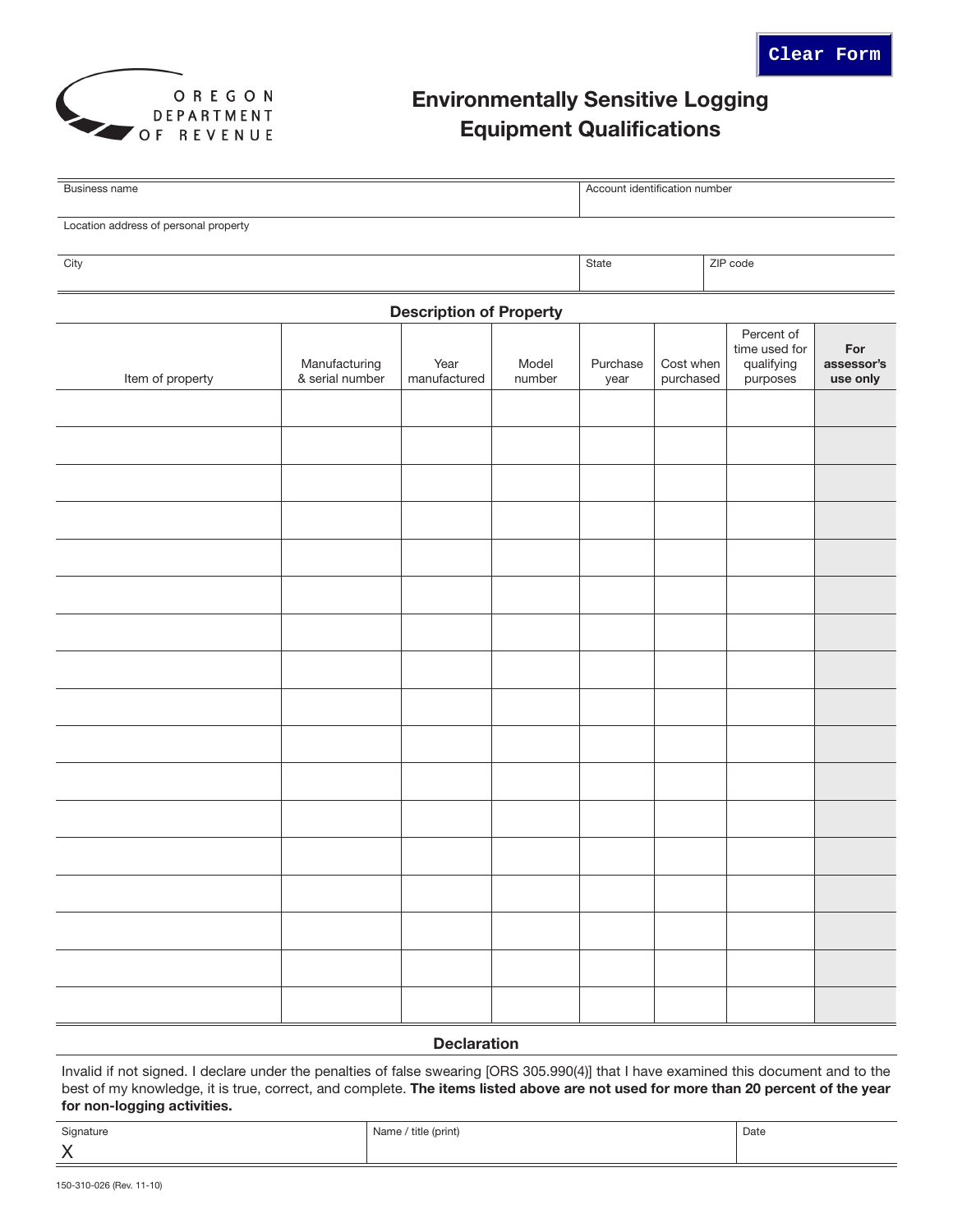OREGON DEPARTMENT OF REVENUE

# Environmentally Sensitive Logging Equipment Qualifications

| Business name | Account identification number | |
|---|---|---|
| Location address of personal property | | |
| City | State | ZIP code |

## Description of Property

| Item of property | Manufacturing & serial number | Year manufactured | Model number | Purchase year | Cost when purchased | Percent of time used for qualifying purposes | **For assessor's use only** |
|---|---|---|---|---|---|---|---|
| | | | | | | | |
| | | | | | | | |
| | | | | | | | |
| | | | | | | | |
| | | | | | | | |
| | | | | | | | |
| | | | | | | | |
| | | | | | | | |
| | | | | | | | |
| | | | | | | | |
| | | | | | | | |
| | | | | | | | |
| | | | | | | | |
| | | | | | | | |
| | | | | | | | |
| | | | | | | | |
| | | | | | | | |

## Declaration

Invalid if not signed. I declare under the penalties of false swearing [ORS 305.990(4)] that I have examined this document and to the best of my knowledge, it is true, correct, and complete. **The items listed above are not used for more than 20 percent of the year for non-logging activities.**

| Signature | Name / title (print) | Date |
|---|---|---|
| X | | |

150-310-026 (Rev. 11-10)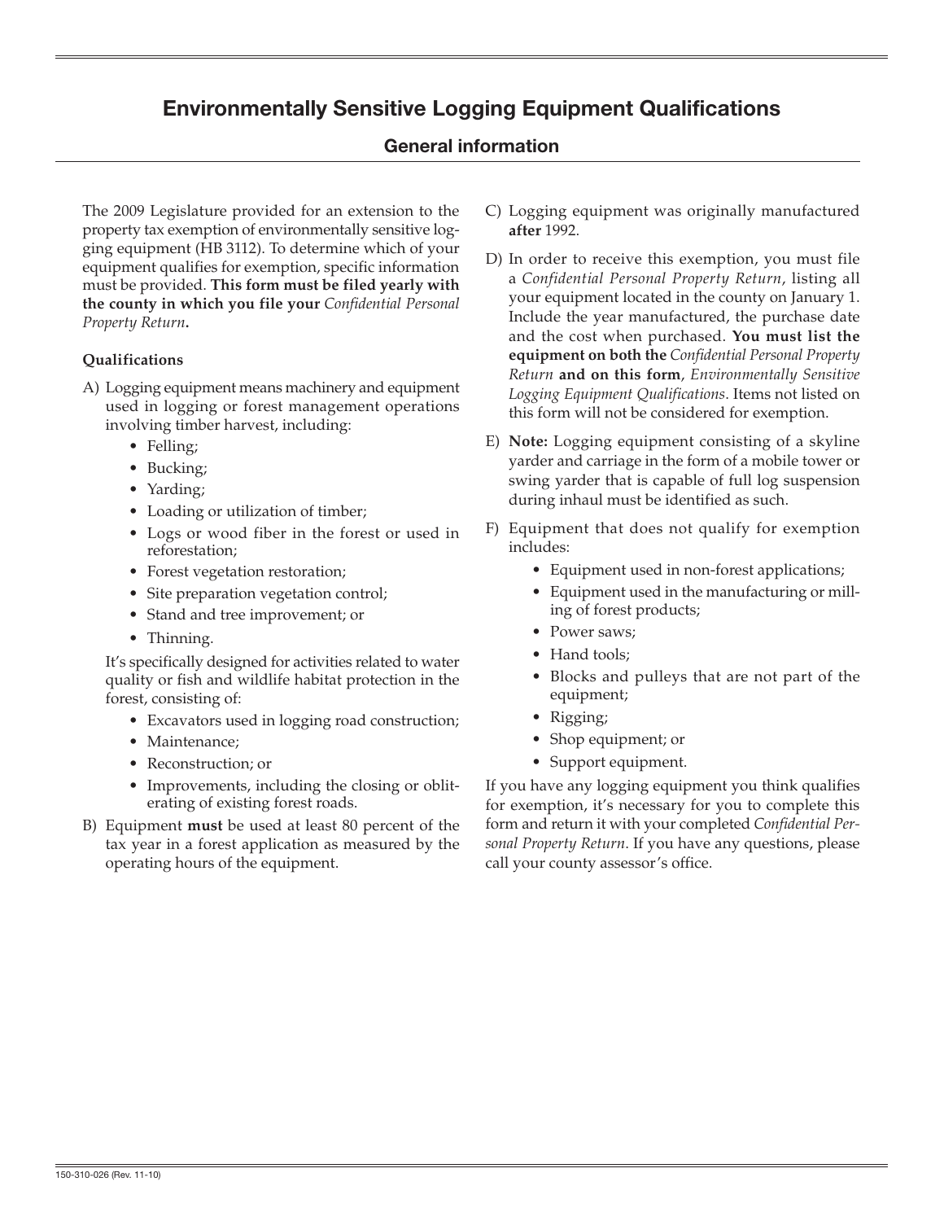# Environmentally Sensitive Logging Equipment Qualifications

## General information

The 2009 Legislature provided for an extension to the property tax exemption of environmentally sensitive logging equipment (HB 3112). To determine which of your equipment qualifies for exemption, specific information must be provided. **This form must be filed yearly with the county in which you file your** ***Confidential Personal Property Return*****.**

**Qualifications**

A) Logging equipment means machinery and equipment used in logging or forest management operations involving timber harvest, including:

- Felling;
- Bucking;
- Yarding;
- Loading or utilization of timber;
- Logs or wood fiber in the forest or used in reforestation;
- Forest vegetation restoration;
- Site preparation vegetation control;
- Stand and tree improvement; or
- Thinning.

It's specifically designed for activities related to water quality or fish and wildlife habitat protection in the forest, consisting of:

- Excavators used in logging road construction;
- Maintenance;
- Reconstruction; or
- Improvements, including the closing or obliterating of existing forest roads.

B) Equipment **must** be used at least 80 percent of the tax year in a forest application as measured by the operating hours of the equipment.

C) Logging equipment was originally manufactured **after** 1992.

D) In order to receive this exemption, you must file a *Confidential Personal Property Return*, listing all your equipment located in the county on January 1. Include the year manufactured, the purchase date and the cost when purchased. **You must list the equipment on both the** *Confidential Personal Property Return* **and on this form**, *Environmentally Sensitive Logging Equipment Qualifications*. Items not listed on this form will not be considered for exemption.

E) **Note:** Logging equipment consisting of a skyline yarder and carriage in the form of a mobile tower or swing yarder that is capable of full log suspension during inhaul must be identified as such.

F) Equipment that does not qualify for exemption includes:

- Equipment used in non-forest applications;
- Equipment used in the manufacturing or milling of forest products;
- Power saws;
- Hand tools;
- Blocks and pulleys that are not part of the equipment;
- Rigging;
- Shop equipment; or
- Support equipment.

If you have any logging equipment you think qualifies for exemption, it's necessary for you to complete this form and return it with your completed *Confidential Personal Property Return*. If you have any questions, please call your county assessor's office.

150-310-026 (Rev. 11-10)